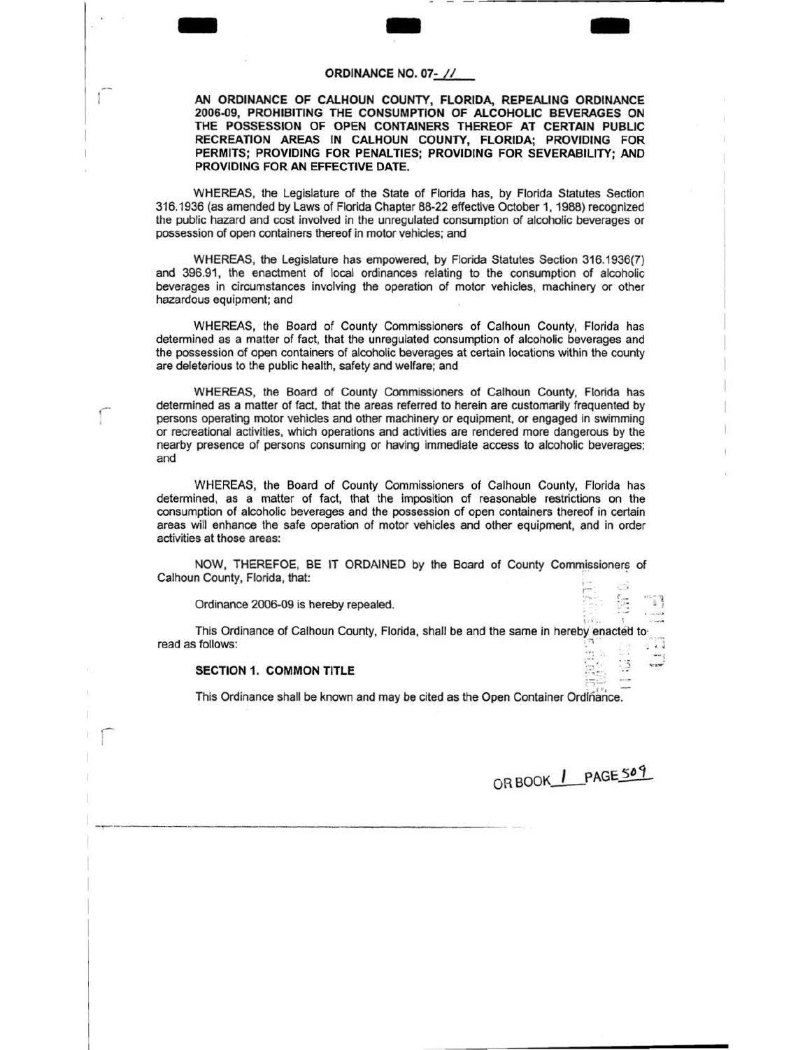**ORDINANCE NO. 07-11**

**AN ORDINANCE OF CALHOUN COUNTY, FLORIDA, REPEALING ORDINANCE 2006-09, PROHIBITING THE CONSUMPTION OF ALCOHOLIC BEVERAGES ON THE POSSESSION OF OPEN CONTAINERS THEREOF AT CERTAIN PUBLIC RECREATION AREAS IN CALHOUN COUNTY, FLORIDA; PROVIDING FOR PERMITS; PROVIDING FOR PENALTIES; PROVIDING FOR SEVERABILITY; AND PROVIDING FOR AN EFFECTIVE DATE.**

WHEREAS, the Legislature of the State of Florida has, by Florida Statutes Section 316.1936 (as amended by Laws of Florida Chapter 88-22 effective October 1, 1988) recognized the public hazard and cost involved in the unregulated consumption of alcoholic beverages or possession of open containers thereof in motor vehicles; and

WHEREAS, the Legislature has empowered, by Florida Statutes Section 316.1936(7) and 396.91, the enactment of local ordinances relating to the consumption of alcoholic beverages in circumstances involving the operation of motor vehicles, machinery or other hazardous equipment; and

WHEREAS, the Board of County Commissioners of Calhoun County, Florida has determined as a matter of fact, that the unregulated consumption of alcoholic beverages and the possession of open containers of alcoholic beverages at certain locations within the county are deleterious to the public health, safety and welfare; and

WHEREAS, the Board of County Commissioners of Calhoun County, Florida has determined as a matter of fact, that the areas referred to herein are customarily frequented by persons operating motor vehicles and other machinery or equipment, or engaged in swimming or recreational activities, which operations and activities are rendered more dangerous by the nearby presence of persons consuming or having immediate access to alcoholic beverages; and

WHEREAS, the Board of County Commissioners of Calhoun County, Florida has determined, as a matter of fact, that the imposition of reasonable restrictions on the consumption of alcoholic beverages and the possession of open containers thereof in certain areas will enhance the safe operation of motor vehicles and other equipment, and in order activities at those areas:

NOW, THEREFOE, BE IT ORDAINED by the Board of County Commissioners of Calhoun County, Florida, that:

Ordinance 2006-09 is hereby repealed.

This Ordinance of Calhoun County, Florida, shall be and the same in hereby enacted to read as follows:

**SECTION 1. COMMON TITLE**

This Ordinance shall be known and may be cited as the Open Container Ordinance.

OR BOOK 1 PAGE 509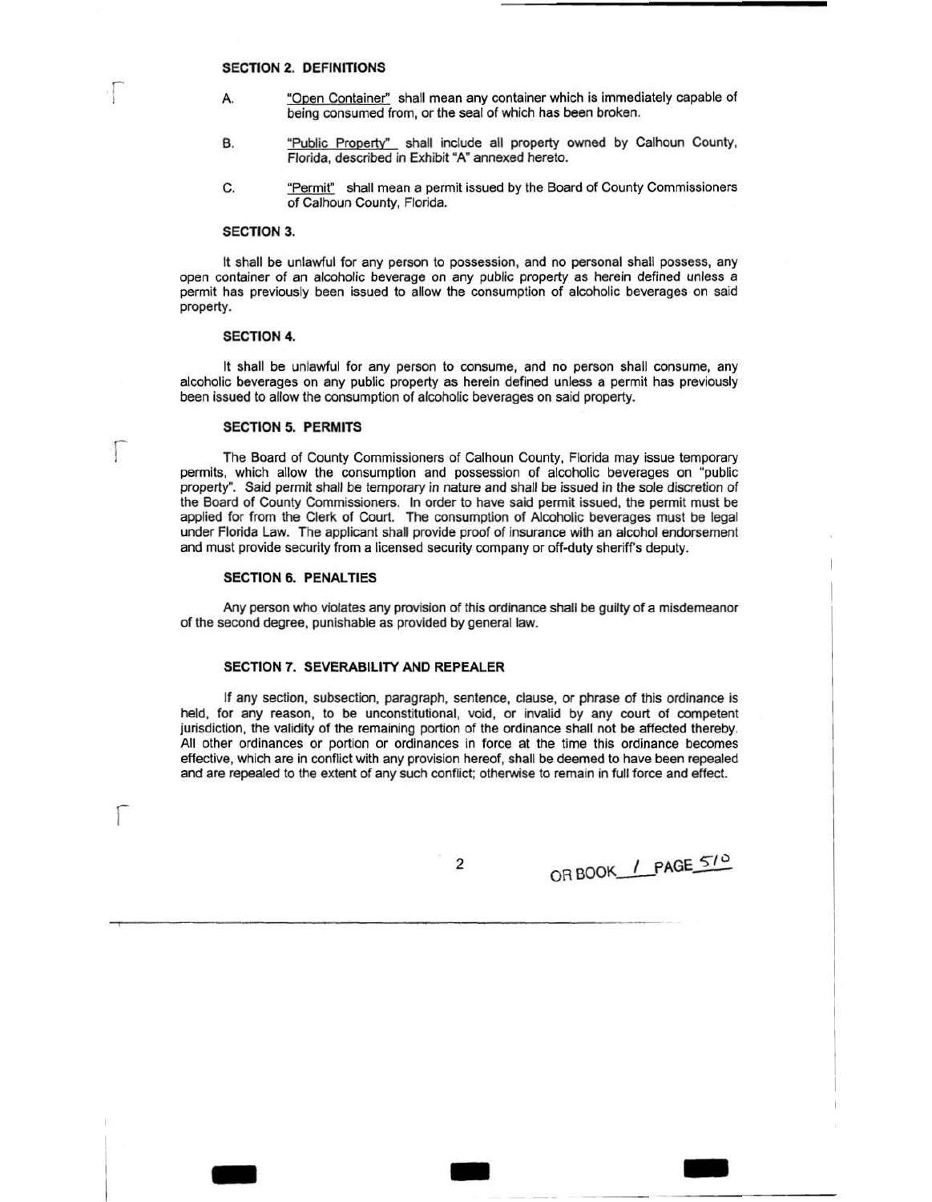## SECTION 2. DEFINITIONS

A. "Open Container" shall mean any container which is immediately capable of being consumed from, or the seal of which has been broken.

B. "Public Property" shall include all property owned by Calhoun County, Florida, described in Exhibit "A" annexed hereto.

C. "Permit" shall mean a permit issued by the Board of County Commissioners of Calhoun County, Florida.

## SECTION 3.

It shall be unlawful for any person to possession, and no personal shall possess, any open container of an alcoholic beverage on any public property as herein defined unless a permit has previously been issued to allow the consumption of alcoholic beverages on said property.

## SECTION 4.

It shall be unlawful for any person to consume, and no person shall consume, any alcoholic beverages on any public property as herein defined unless a permit has previously been issued to allow the consumption of alcoholic beverages on said property.

## SECTION 5. PERMITS

The Board of County Commissioners of Calhoun County, Florida may issue temporary permits, which allow the consumption and possession of alcoholic beverages on "public property". Said permit shall be temporary in nature and shall be issued in the sole discretion of the Board of County Commissioners. In order to have said permit issued, the permit must be applied for from the Clerk of Court. The consumption of Alcoholic beverages must be legal under Florida Law. The applicant shall provide proof of insurance with an alcohol endorsement and must provide security from a licensed security company or off-duty sheriff's deputy.

## SECTION 6. PENALTIES

Any person who violates any provision of this ordinance shall be guilty of a misdemeanor of the second degree, punishable as provided by general law.

## SECTION 7. SEVERABILITY AND REPEALER

If any section, subsection, paragraph, sentence, clause, or phrase of this ordinance is held, for any reason, to be unconstitutional, void, or invalid by any court of competent jurisdiction, the validity of the remaining portion of the ordinance shall not be affected thereby. All other ordinances or portion or ordinances in force at the time this ordinance becomes effective, which are in conflict with any provision hereof, shall be deemed to have been repealed and are repealed to the extent of any such conflict; otherwise to remain in full force and effect.

OR BOOK 1 PAGE 510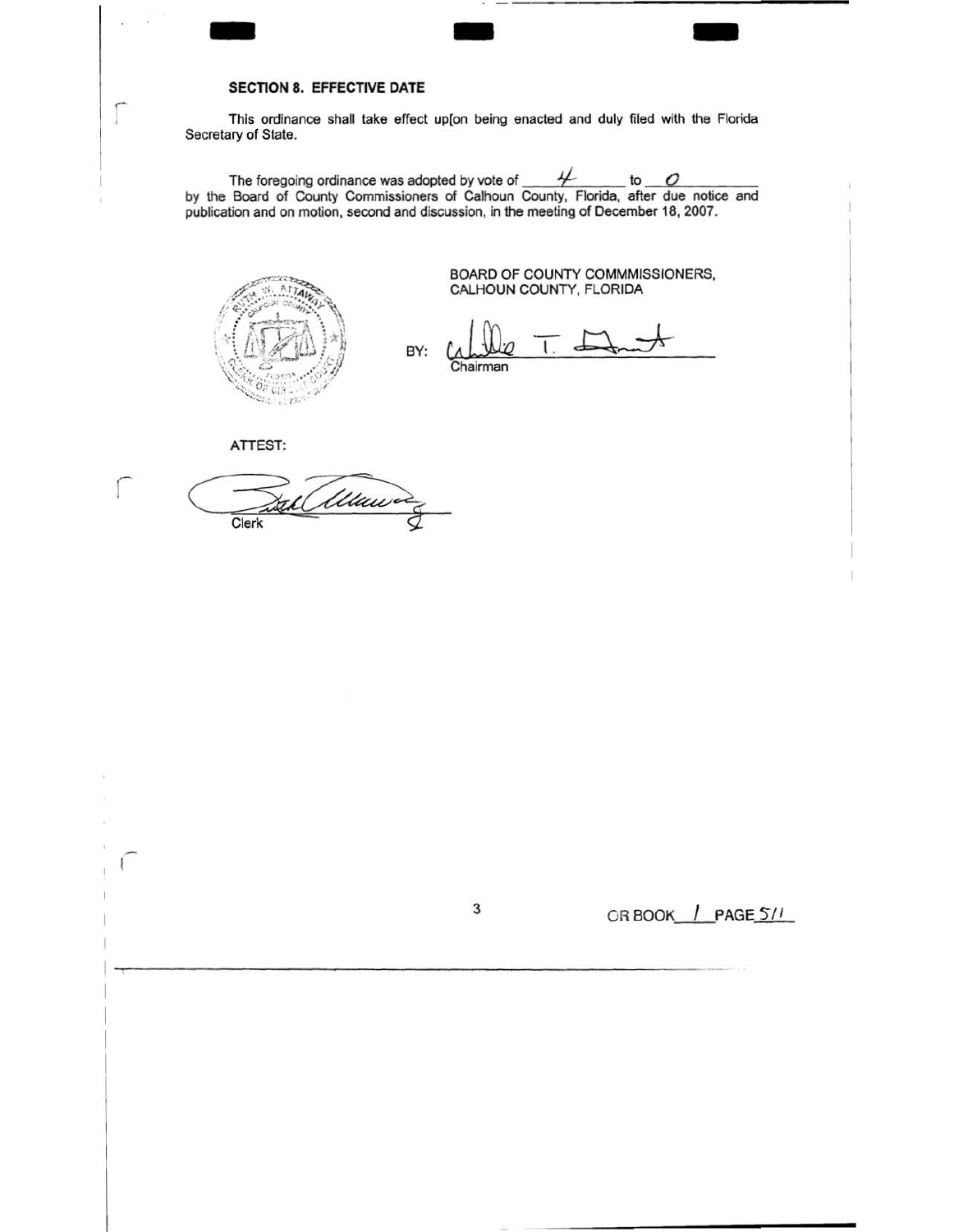### SECTION 8. EFFECTIVE DATE

This ordinance shall take effect up[on being enacted and duly filed with the Florida Secretary of State.

The foregoing ordinance was adopted by vote of 4 to 0 by the Board of County Commissioners of Calhoun County, Florida, after due notice and publication and on motion, second and discussion, in the meeting of December 18, 2007.

BOARD OF COUNTY COMMMISSIONERS, CALHOUN COUNTY, FLORIDA

BY: ______________________
Chairman

ATTEST:

______________________
Clerk

OR BOOK 1 PAGE 511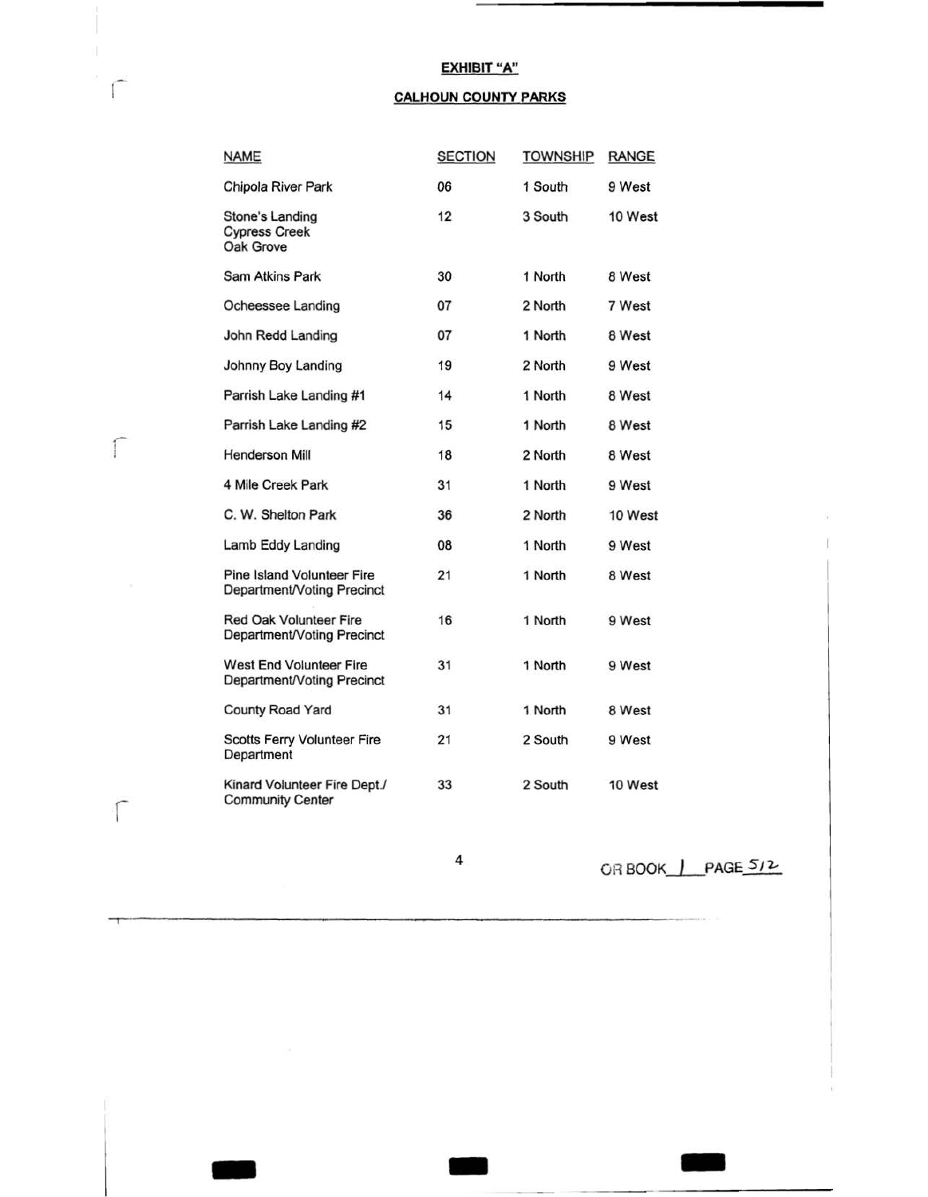## EXHIBIT "A"

## CALHOUN COUNTY PARKS

| NAME | SECTION | TOWNSHIP | RANGE |
|---|---|---|---|
| Chipola River Park | 06 | 1 South | 9 West |
| Stone's Landing<br>Cypress Creek<br>Oak Grove | 12 | 3 South | 10 West |
| Sam Atkins Park | 30 | 1 North | 8 West |
| Ocheessee Landing | 07 | 2 North | 7 West |
| John Redd Landing | 07 | 1 North | 8 West |
| Johnny Boy Landing | 19 | 2 North | 9 West |
| Parrish Lake Landing #1 | 14 | 1 North | 8 West |
| Parrish Lake Landing #2 | 15 | 1 North | 8 West |
| Henderson Mill | 18 | 2 North | 8 West |
| 4 Mile Creek Park | 31 | 1 North | 9 West |
| C. W. Shelton Park | 36 | 2 North | 10 West |
| Lamb Eddy Landing | 08 | 1 North | 9 West |
| Pine Island Volunteer Fire Department/Voting Precinct | 21 | 1 North | 8 West |
| Red Oak Volunteer Fire Department/Voting Precinct | 16 | 1 North | 9 West |
| West End Volunteer Fire Department/Voting Precinct | 31 | 1 North | 9 West |
| County Road Yard | 31 | 1 North | 8 West |
| Scotts Ferry Volunteer Fire Department | 21 | 2 South | 9 West |
| Kinard Volunteer Fire Dept./ Community Center | 33 | 2 South | 10 West |

OR BOOK 1 PAGE 512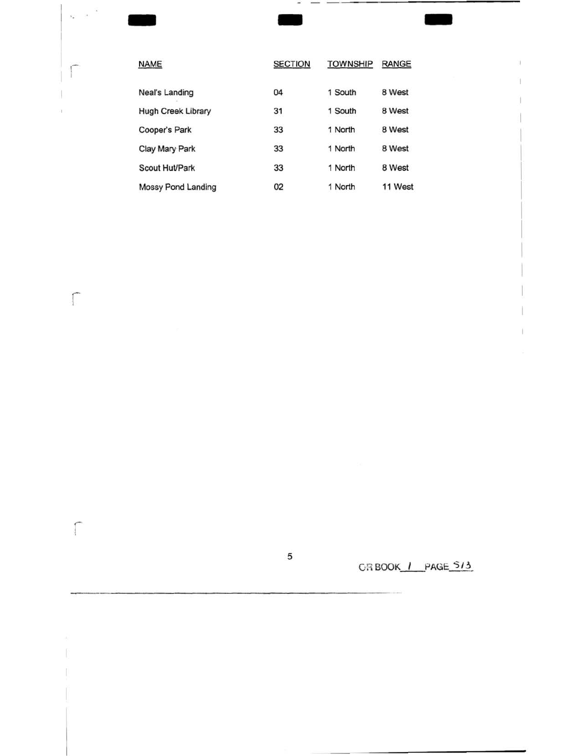| NAME | SECTION | TOWNSHIP | RANGE |
|---|---|---|---|
| Neal's Landing | 04 | 1 South | 8 West |
| Hugh Creek Library | 31 | 1 South | 8 West |
| Cooper's Park | 33 | 1 North | 8 West |
| Clay Mary Park | 33 | 1 North | 8 West |
| Scout Hut/Park | 33 | 1 North | 8 West |
| Mossy Pond Landing | 02 | 1 North | 11 West |

OR BOOK 1 PAGE 513